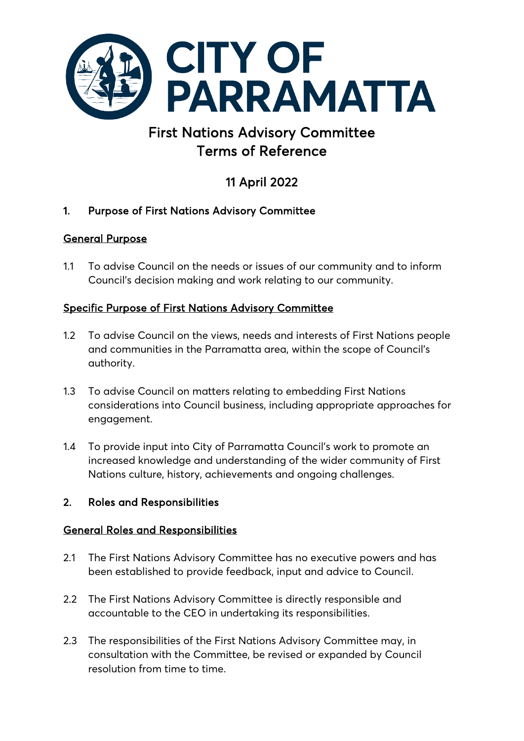# CITY OF PARRAMATTA

# First Nations Advisory Committee Terms of Reference

## 11 April 2022

## 1. Purpose of First Nations Advisory Committee

### General Purpose

1.1 To advise Council on the needs or issues of our community and to inform Council's decision making and work relating to our community.

### Specific Purpose of First Nations Advisory Committee

1.2 To advise Council on the views, needs and interests of First Nations people and communities in the Parramatta area, within the scope of Council's authority.

1.3 To advise Council on matters relating to embedding First Nations considerations into Council business, including appropriate approaches for engagement.

1.4 To provide input into City of Parramatta Council's work to promote an increased knowledge and understanding of the wider community of First Nations culture, history, achievements and ongoing challenges.

## 2. Roles and Responsibilities

### General Roles and Responsibilities

2.1 The First Nations Advisory Committee has no executive powers and has been established to provide feedback, input and advice to Council.

2.2 The First Nations Advisory Committee is directly responsible and accountable to the CEO in undertaking its responsibilities.

2.3 The responsibilities of the First Nations Advisory Committee may, in consultation with the Committee, be revised or expanded by Council resolution from time to time.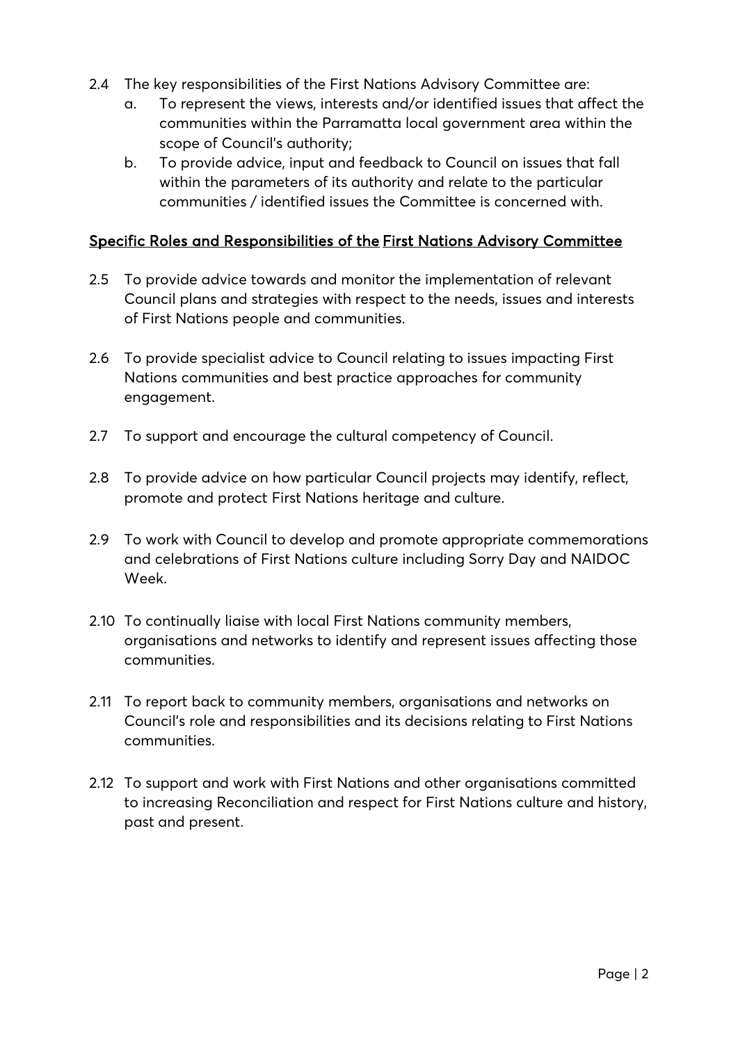2.4 The key responsibilities of the First Nations Advisory Committee are:

a. To represent the views, interests and/or identified issues that affect the communities within the Parramatta local government area within the scope of Council's authority;

b. To provide advice, input and feedback to Council on issues that fall within the parameters of its authority and relate to the particular communities / identified issues the Committee is concerned with.

## Specific Roles and Responsibilities of the First Nations Advisory Committee

2.5 To provide advice towards and monitor the implementation of relevant Council plans and strategies with respect to the needs, issues and interests of First Nations people and communities.

2.6 To provide specialist advice to Council relating to issues impacting First Nations communities and best practice approaches for community engagement.

2.7 To support and encourage the cultural competency of Council.

2.8 To provide advice on how particular Council projects may identify, reflect, promote and protect First Nations heritage and culture.

2.9 To work with Council to develop and promote appropriate commemorations and celebrations of First Nations culture including Sorry Day and NAIDOC Week.

2.10 To continually liaise with local First Nations community members, organisations and networks to identify and represent issues affecting those communities.

2.11 To report back to community members, organisations and networks on Council's role and responsibilities and its decisions relating to First Nations communities.

2.12 To support and work with First Nations and other organisations committed to increasing Reconciliation and respect for First Nations culture and history, past and present.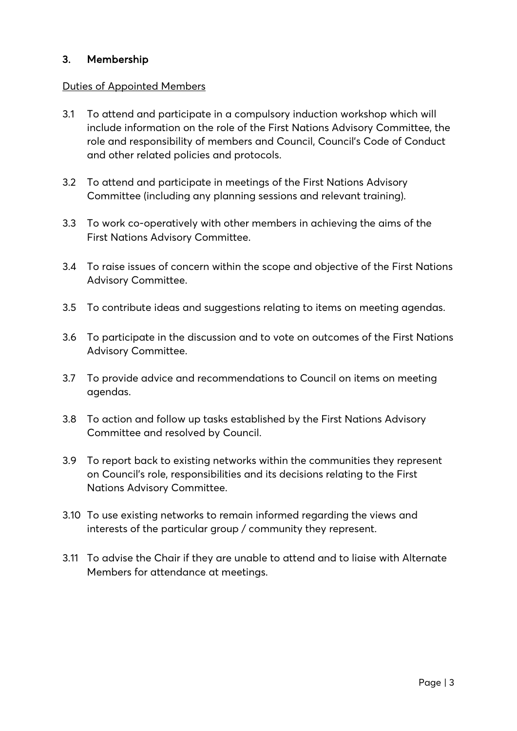## 3. Membership

Duties of Appointed Members

3.1 To attend and participate in a compulsory induction workshop which will include information on the role of the First Nations Advisory Committee, the role and responsibility of members and Council, Council's Code of Conduct and other related policies and protocols.

3.2 To attend and participate in meetings of the First Nations Advisory Committee (including any planning sessions and relevant training).

3.3 To work co-operatively with other members in achieving the aims of the First Nations Advisory Committee.

3.4 To raise issues of concern within the scope and objective of the First Nations Advisory Committee.

3.5 To contribute ideas and suggestions relating to items on meeting agendas.

3.6 To participate in the discussion and to vote on outcomes of the First Nations Advisory Committee.

3.7 To provide advice and recommendations to Council on items on meeting agendas.

3.8 To action and follow up tasks established by the First Nations Advisory Committee and resolved by Council.

3.9 To report back to existing networks within the communities they represent on Council's role, responsibilities and its decisions relating to the First Nations Advisory Committee.

3.10 To use existing networks to remain informed regarding the views and interests of the particular group / community they represent.

3.11 To advise the Chair if they are unable to attend and to liaise with Alternate Members for attendance at meetings.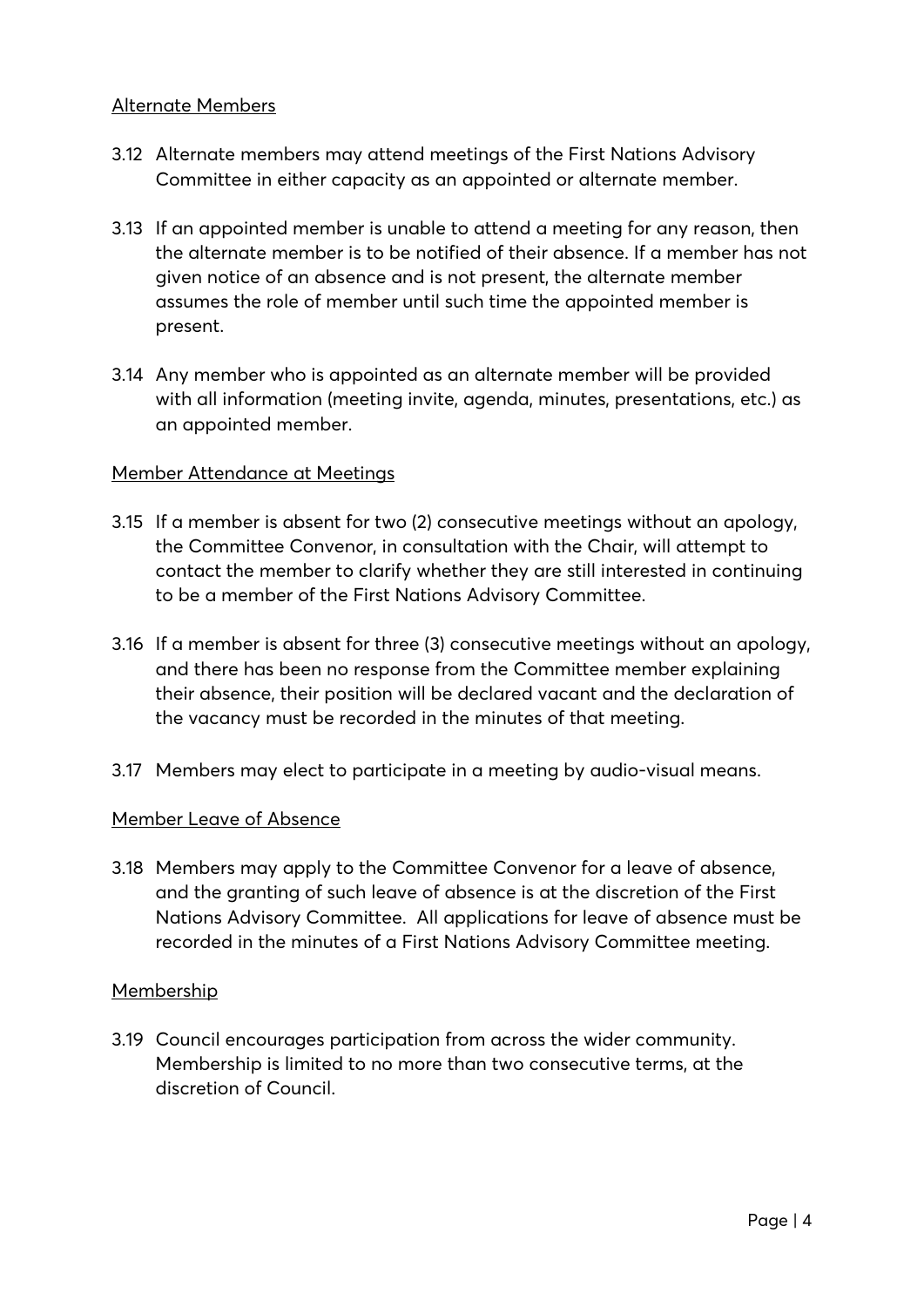Alternate Members

3.12 Alternate members may attend meetings of the First Nations Advisory Committee in either capacity as an appointed or alternate member.

3.13 If an appointed member is unable to attend a meeting for any reason, then the alternate member is to be notified of their absence. If a member has not given notice of an absence and is not present, the alternate member assumes the role of member until such time the appointed member is present.

3.14 Any member who is appointed as an alternate member will be provided with all information (meeting invite, agenda, minutes, presentations, etc.) as an appointed member.

Member Attendance at Meetings

3.15 If a member is absent for two (2) consecutive meetings without an apology, the Committee Convenor, in consultation with the Chair, will attempt to contact the member to clarify whether they are still interested in continuing to be a member of the First Nations Advisory Committee.

3.16 If a member is absent for three (3) consecutive meetings without an apology, and there has been no response from the Committee member explaining their absence, their position will be declared vacant and the declaration of the vacancy must be recorded in the minutes of that meeting.

3.17 Members may elect to participate in a meeting by audio-visual means.

Member Leave of Absence

3.18 Members may apply to the Committee Convenor for a leave of absence, and the granting of such leave of absence is at the discretion of the First Nations Advisory Committee. All applications for leave of absence must be recorded in the minutes of a First Nations Advisory Committee meeting.

Membership

3.19 Council encourages participation from across the wider community. Membership is limited to no more than two consecutive terms, at the discretion of Council.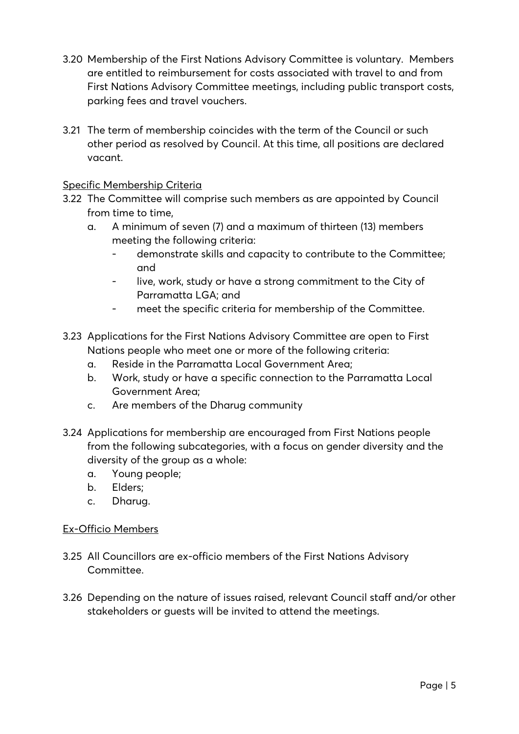3.20 Membership of the First Nations Advisory Committee is voluntary. Members are entitled to reimbursement for costs associated with travel to and from First Nations Advisory Committee meetings, including public transport costs, parking fees and travel vouchers.

3.21 The term of membership coincides with the term of the Council or such other period as resolved by Council. At this time, all positions are declared vacant.

<u>Specific Membership Criteria</u>

3.22 The Committee will comprise such members as are appointed by Council from time to time,

   a. A minimum of seven (7) and a maximum of thirteen (13) members meeting the following criteria:
      - demonstrate skills and capacity to contribute to the Committee; and
      - live, work, study or have a strong commitment to the City of Parramatta LGA; and
      - meet the specific criteria for membership of the Committee.

3.23 Applications for the First Nations Advisory Committee are open to First Nations people who meet one or more of the following criteria:

   a. Reside in the Parramatta Local Government Area;
   b. Work, study or have a specific connection to the Parramatta Local Government Area;
   c. Are members of the Dharug community

3.24 Applications for membership are encouraged from First Nations people from the following subcategories, with a focus on gender diversity and the diversity of the group as a whole:

   a. Young people;
   b. Elders;
   c. Dharug.

<u>Ex-Officio Members</u>

3.25 All Councillors are ex-officio members of the First Nations Advisory Committee.

3.26 Depending on the nature of issues raised, relevant Council staff and/or other stakeholders or guests will be invited to attend the meetings.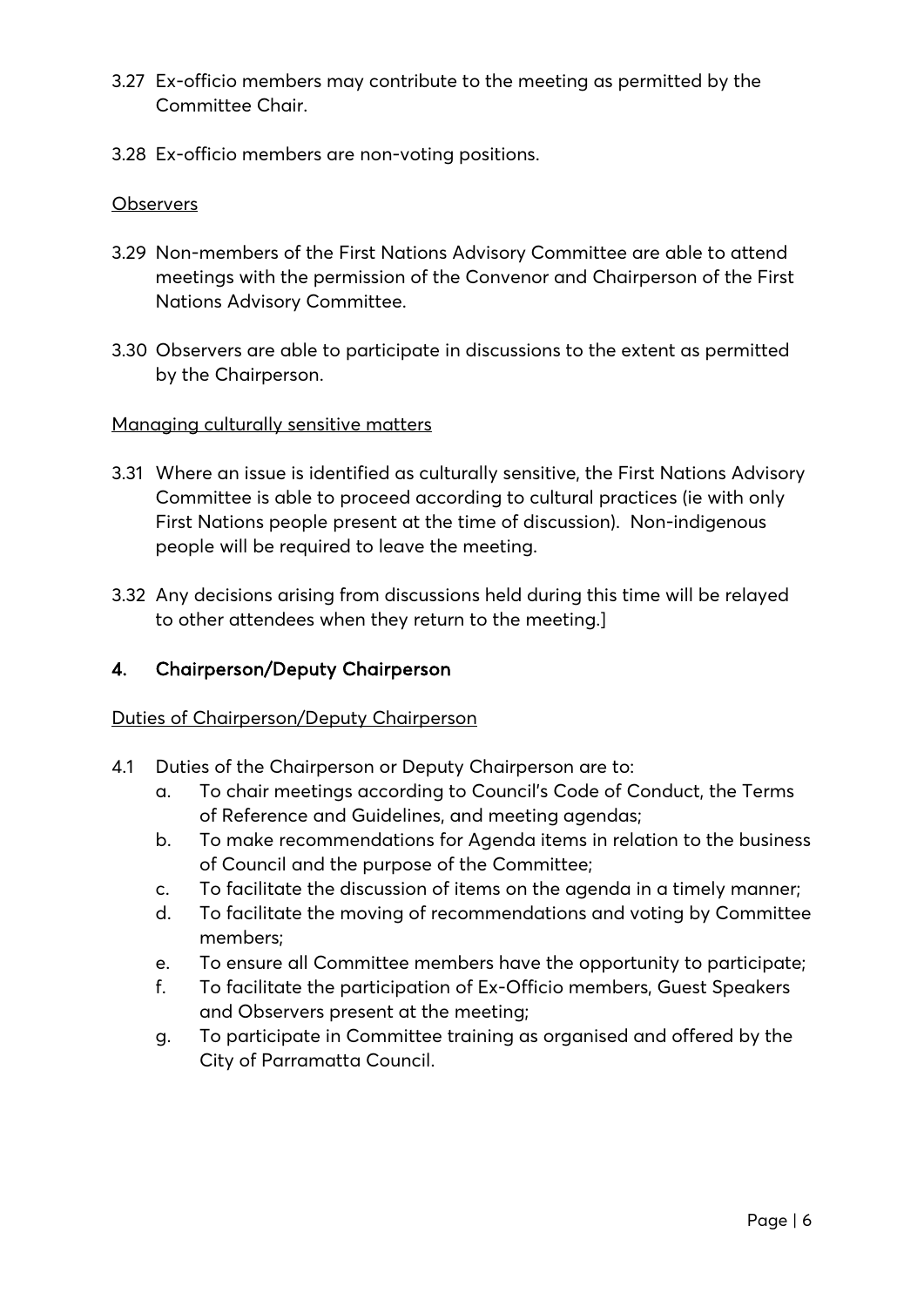3.27 Ex-officio members may contribute to the meeting as permitted by the Committee Chair.

3.28 Ex-officio members are non-voting positions.

Observers

3.29 Non-members of the First Nations Advisory Committee are able to attend meetings with the permission of the Convenor and Chairperson of the First Nations Advisory Committee.

3.30 Observers are able to participate in discussions to the extent as permitted by the Chairperson.

Managing culturally sensitive matters

3.31 Where an issue is identified as culturally sensitive, the First Nations Advisory Committee is able to proceed according to cultural practices (ie with only First Nations people present at the time of discussion). Non-indigenous people will be required to leave the meeting.

3.32 Any decisions arising from discussions held during this time will be relayed to other attendees when they return to the meeting.]

## 4. Chairperson/Deputy Chairperson

Duties of Chairperson/Deputy Chairperson

4.1 Duties of the Chairperson or Deputy Chairperson are to:

   a. To chair meetings according to Council's Code of Conduct, the Terms of Reference and Guidelines, and meeting agendas;
   b. To make recommendations for Agenda items in relation to the business of Council and the purpose of the Committee;
   c. To facilitate the discussion of items on the agenda in a timely manner;
   d. To facilitate the moving of recommendations and voting by Committee members;
   e. To ensure all Committee members have the opportunity to participate;
   f. To facilitate the participation of Ex-Officio members, Guest Speakers and Observers present at the meeting;
   g. To participate in Committee training as organised and offered by the City of Parramatta Council.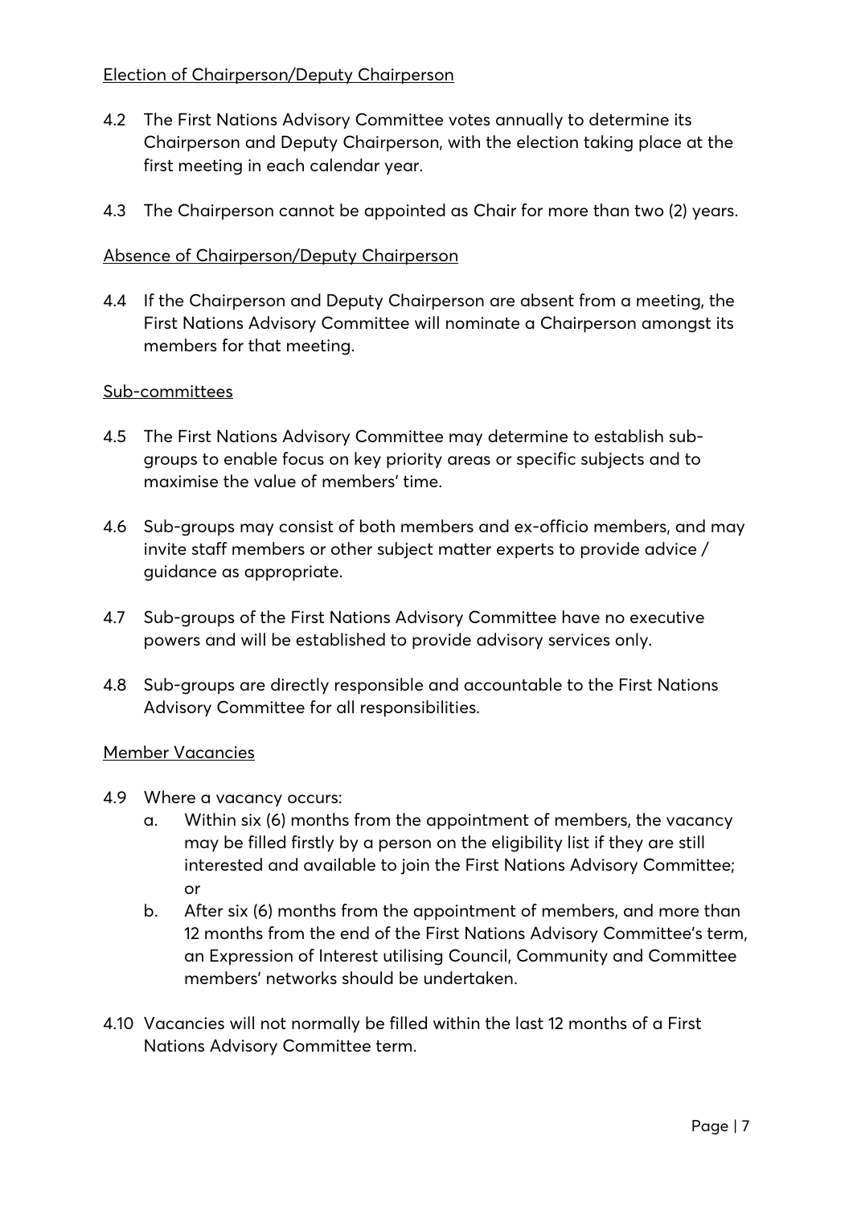Election of Chairperson/Deputy Chairperson

4.2 The First Nations Advisory Committee votes annually to determine its Chairperson and Deputy Chairperson, with the election taking place at the first meeting in each calendar year.

4.3 The Chairperson cannot be appointed as Chair for more than two (2) years.

Absence of Chairperson/Deputy Chairperson

4.4 If the Chairperson and Deputy Chairperson are absent from a meeting, the First Nations Advisory Committee will nominate a Chairperson amongst its members for that meeting.

Sub-committees

4.5 The First Nations Advisory Committee may determine to establish sub-groups to enable focus on key priority areas or specific subjects and to maximise the value of members' time.

4.6 Sub-groups may consist of both members and ex-officio members, and may invite staff members or other subject matter experts to provide advice / guidance as appropriate.

4.7 Sub-groups of the First Nations Advisory Committee have no executive powers and will be established to provide advisory services only.

4.8 Sub-groups are directly responsible and accountable to the First Nations Advisory Committee for all responsibilities.

Member Vacancies

4.9 Where a vacancy occurs:

a. Within six (6) months from the appointment of members, the vacancy may be filled firstly by a person on the eligibility list if they are still interested and available to join the First Nations Advisory Committee; or

b. After six (6) months from the appointment of members, and more than 12 months from the end of the First Nations Advisory Committee's term, an Expression of Interest utilising Council, Community and Committee members' networks should be undertaken.

4.10 Vacancies will not normally be filled within the last 12 months of a First Nations Advisory Committee term.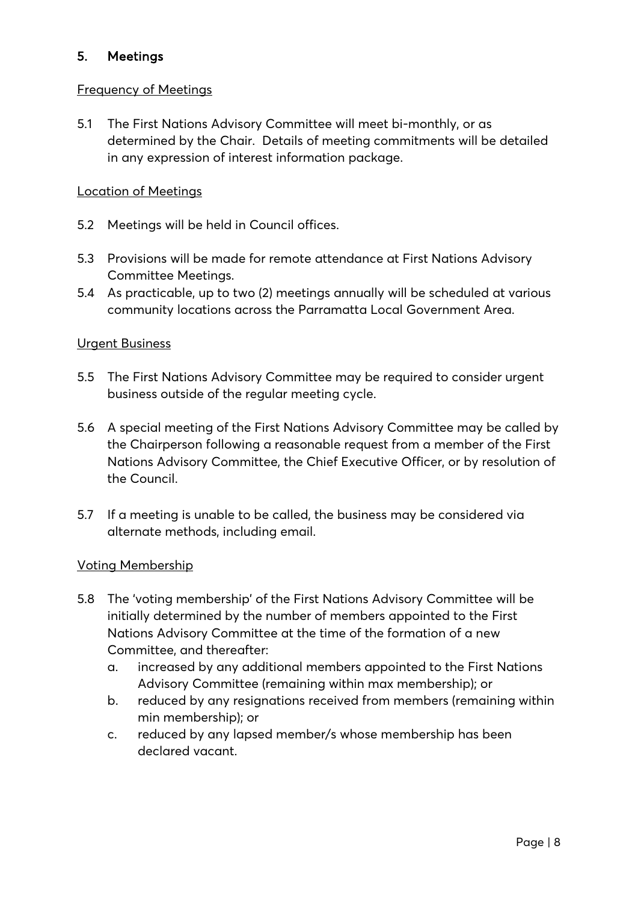## 5. Meetings

Frequency of Meetings

5.1 The First Nations Advisory Committee will meet bi-monthly, or as determined by the Chair. Details of meeting commitments will be detailed in any expression of interest information package.

Location of Meetings

5.2 Meetings will be held in Council offices.

5.3 Provisions will be made for remote attendance at First Nations Advisory Committee Meetings.

5.4 As practicable, up to two (2) meetings annually will be scheduled at various community locations across the Parramatta Local Government Area.

Urgent Business

5.5 The First Nations Advisory Committee may be required to consider urgent business outside of the regular meeting cycle.

5.6 A special meeting of the First Nations Advisory Committee may be called by the Chairperson following a reasonable request from a member of the First Nations Advisory Committee, the Chief Executive Officer, or by resolution of the Council.

5.7 If a meeting is unable to be called, the business may be considered via alternate methods, including email.

Voting Membership

5.8 The 'voting membership' of the First Nations Advisory Committee will be initially determined by the number of members appointed to the First Nations Advisory Committee at the time of the formation of a new Committee, and thereafter:

   a. increased by any additional members appointed to the First Nations Advisory Committee (remaining within max membership); or
   b. reduced by any resignations received from members (remaining within min membership); or
   c. reduced by any lapsed member/s whose membership has been declared vacant.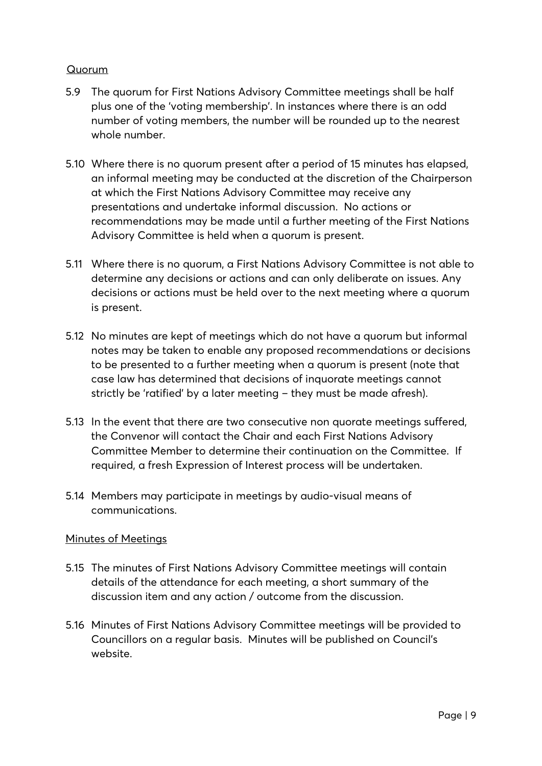Quorum

5.9 The quorum for First Nations Advisory Committee meetings shall be half plus one of the 'voting membership'. In instances where there is an odd number of voting members, the number will be rounded up to the nearest whole number.

5.10 Where there is no quorum present after a period of 15 minutes has elapsed, an informal meeting may be conducted at the discretion of the Chairperson at which the First Nations Advisory Committee may receive any presentations and undertake informal discussion. No actions or recommendations may be made until a further meeting of the First Nations Advisory Committee is held when a quorum is present.

5.11 Where there is no quorum, a First Nations Advisory Committee is not able to determine any decisions or actions and can only deliberate on issues. Any decisions or actions must be held over to the next meeting where a quorum is present.

5.12 No minutes are kept of meetings which do not have a quorum but informal notes may be taken to enable any proposed recommendations or decisions to be presented to a further meeting when a quorum is present (note that case law has determined that decisions of inquorate meetings cannot strictly be 'ratified' by a later meeting – they must be made afresh).

5.13 In the event that there are two consecutive non quorate meetings suffered, the Convenor will contact the Chair and each First Nations Advisory Committee Member to determine their continuation on the Committee. If required, a fresh Expression of Interest process will be undertaken.

5.14 Members may participate in meetings by audio-visual means of communications.

Minutes of Meetings

5.15 The minutes of First Nations Advisory Committee meetings will contain details of the attendance for each meeting, a short summary of the discussion item and any action / outcome from the discussion.

5.16 Minutes of First Nations Advisory Committee meetings will be provided to Councillors on a regular basis. Minutes will be published on Council's website.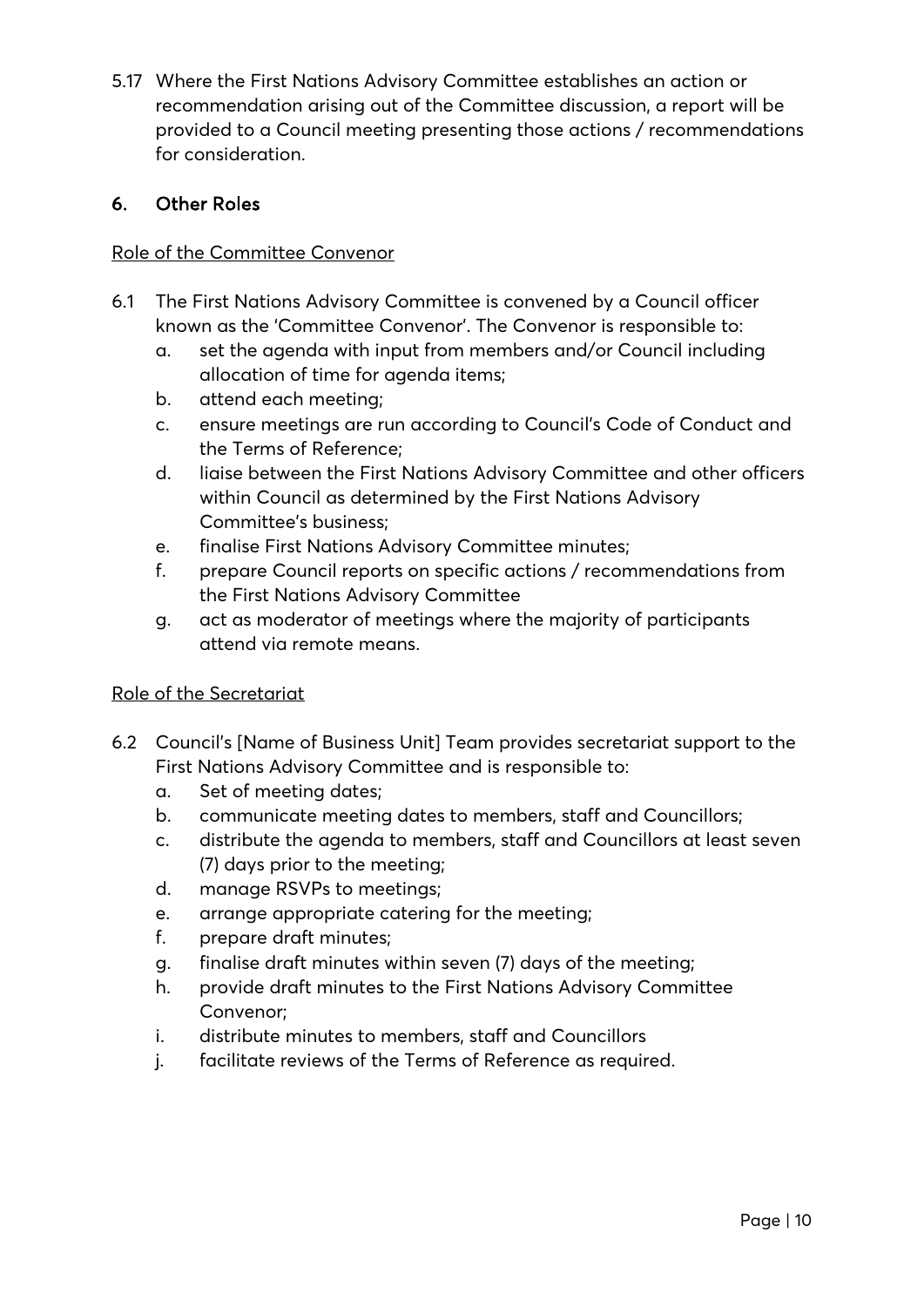5.17 Where the First Nations Advisory Committee establishes an action or recommendation arising out of the Committee discussion, a report will be provided to a Council meeting presenting those actions / recommendations for consideration.

## 6. Other Roles

Role of the Committee Convenor

6.1 The First Nations Advisory Committee is convened by a Council officer known as the 'Committee Convenor'. The Convenor is responsible to:
   a. set the agenda with input from members and/or Council including allocation of time for agenda items;
   b. attend each meeting;
   c. ensure meetings are run according to Council's Code of Conduct and the Terms of Reference;
   d. liaise between the First Nations Advisory Committee and other officers within Council as determined by the First Nations Advisory Committee's business;
   e. finalise First Nations Advisory Committee minutes;
   f. prepare Council reports on specific actions / recommendations from the First Nations Advisory Committee
   g. act as moderator of meetings where the majority of participants attend via remote means.

Role of the Secretariat

6.2 Council's [Name of Business Unit] Team provides secretariat support to the First Nations Advisory Committee and is responsible to:
   a. Set of meeting dates;
   b. communicate meeting dates to members, staff and Councillors;
   c. distribute the agenda to members, staff and Councillors at least seven (7) days prior to the meeting;
   d. manage RSVPs to meetings;
   e. arrange appropriate catering for the meeting;
   f. prepare draft minutes;
   g. finalise draft minutes within seven (7) days of the meeting;
   h. provide draft minutes to the First Nations Advisory Committee Convenor;
   i. distribute minutes to members, staff and Councillors
   j. facilitate reviews of the Terms of Reference as required.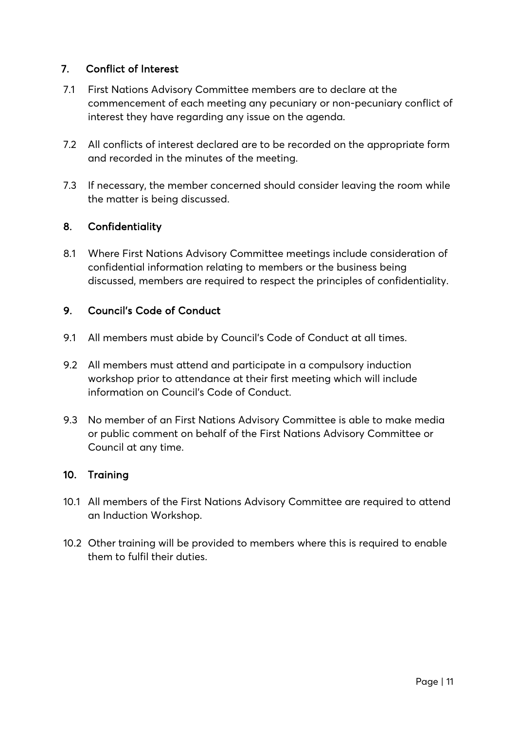## 7. Conflict of Interest

7.1 First Nations Advisory Committee members are to declare at the commencement of each meeting any pecuniary or non-pecuniary conflict of interest they have regarding any issue on the agenda.

7.2 All conflicts of interest declared are to be recorded on the appropriate form and recorded in the minutes of the meeting.

7.3 If necessary, the member concerned should consider leaving the room while the matter is being discussed.

## 8. Confidentiality

8.1 Where First Nations Advisory Committee meetings include consideration of confidential information relating to members or the business being discussed, members are required to respect the principles of confidentiality.

## 9. Council's Code of Conduct

9.1 All members must abide by Council's Code of Conduct at all times.

9.2 All members must attend and participate in a compulsory induction workshop prior to attendance at their first meeting which will include information on Council's Code of Conduct.

9.3 No member of an First Nations Advisory Committee is able to make media or public comment on behalf of the First Nations Advisory Committee or Council at any time.

## 10. Training

10.1 All members of the First Nations Advisory Committee are required to attend an Induction Workshop.

10.2 Other training will be provided to members where this is required to enable them to fulfil their duties.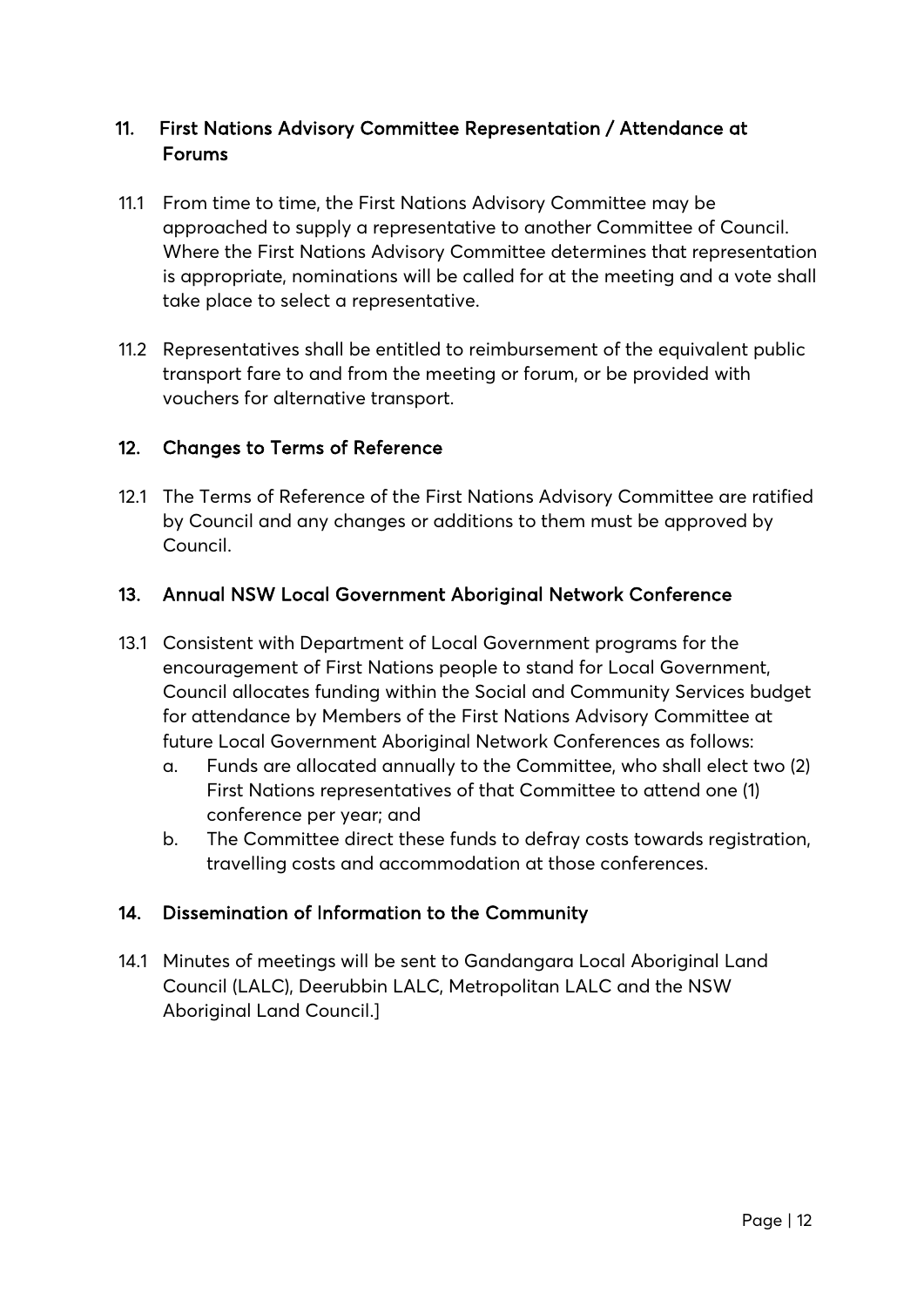## 11. First Nations Advisory Committee Representation / Attendance at Forums

11.1 From time to time, the First Nations Advisory Committee may be approached to supply a representative to another Committee of Council. Where the First Nations Advisory Committee determines that representation is appropriate, nominations will be called for at the meeting and a vote shall take place to select a representative.

11.2 Representatives shall be entitled to reimbursement of the equivalent public transport fare to and from the meeting or forum, or be provided with vouchers for alternative transport.

## 12. Changes to Terms of Reference

12.1 The Terms of Reference of the First Nations Advisory Committee are ratified by Council and any changes or additions to them must be approved by Council.

## 13. Annual NSW Local Government Aboriginal Network Conference

13.1 Consistent with Department of Local Government programs for the encouragement of First Nations people to stand for Local Government, Council allocates funding within the Social and Community Services budget for attendance by Members of the First Nations Advisory Committee at future Local Government Aboriginal Network Conferences as follows:

a. Funds are allocated annually to the Committee, who shall elect two (2) First Nations representatives of that Committee to attend one (1) conference per year; and

b. The Committee direct these funds to defray costs towards registration, travelling costs and accommodation at those conferences.

## 14. Dissemination of Information to the Community

14.1 Minutes of meetings will be sent to Gandangara Local Aboriginal Land Council (LALC), Deerubbin LALC, Metropolitan LALC and the NSW Aboriginal Land Council.]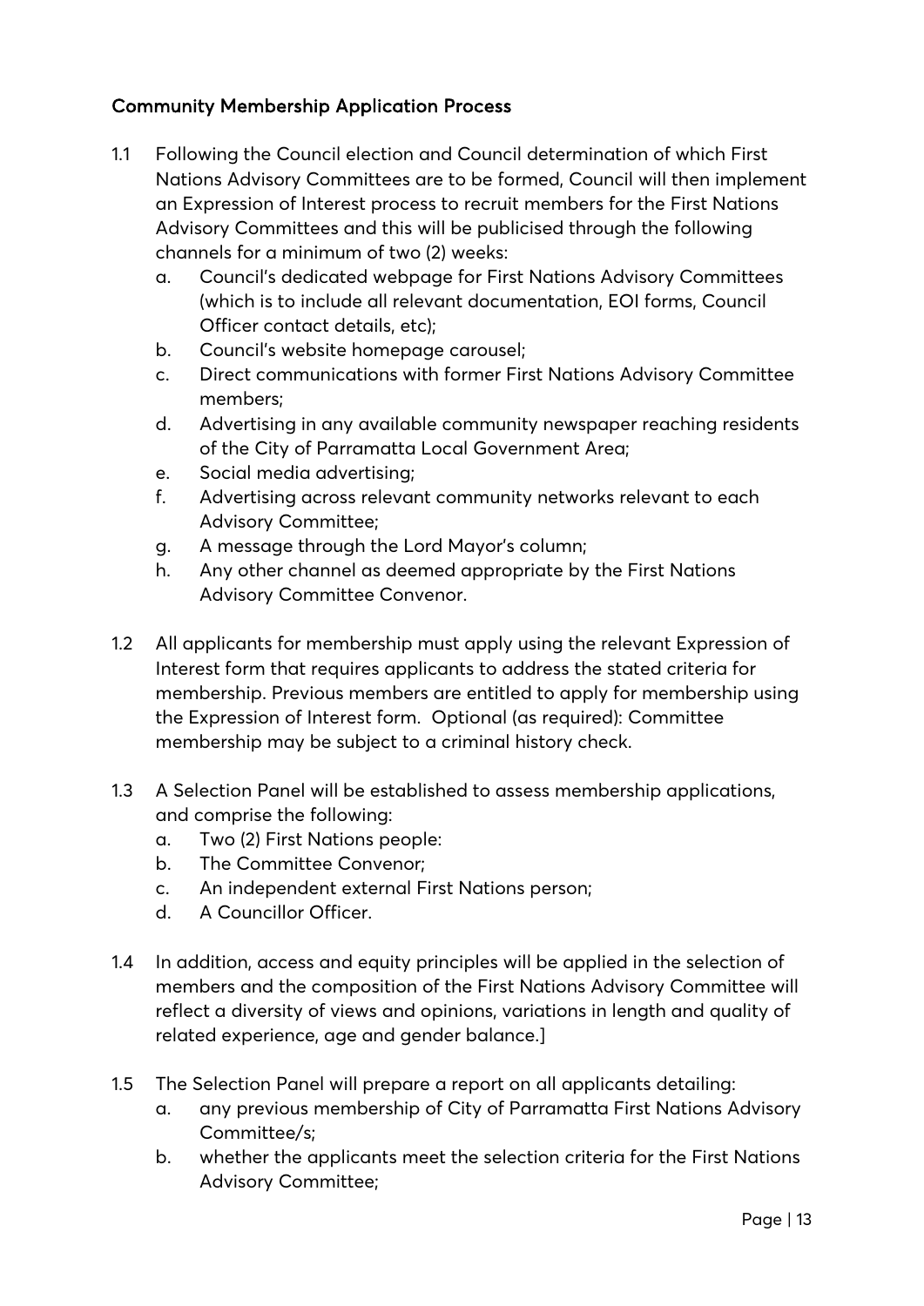### Community Membership Application Process

1.1 Following the Council election and Council determination of which First Nations Advisory Committees are to be formed, Council will then implement an Expression of Interest process to recruit members for the First Nations Advisory Committees and this will be publicised through the following channels for a minimum of two (2) weeks:

   a. Council's dedicated webpage for First Nations Advisory Committees (which is to include all relevant documentation, EOI forms, Council Officer contact details, etc);
   b. Council's website homepage carousel;
   c. Direct communications with former First Nations Advisory Committee members;
   d. Advertising in any available community newspaper reaching residents of the City of Parramatta Local Government Area;
   e. Social media advertising;
   f. Advertising across relevant community networks relevant to each Advisory Committee;
   g. A message through the Lord Mayor's column;
   h. Any other channel as deemed appropriate by the First Nations Advisory Committee Convenor.

1.2 All applicants for membership must apply using the relevant Expression of Interest form that requires applicants to address the stated criteria for membership. Previous members are entitled to apply for membership using the Expression of Interest form. Optional (as required): Committee membership may be subject to a criminal history check.

1.3 A Selection Panel will be established to assess membership applications, and comprise the following:

   a. Two (2) First Nations people:
   b. The Committee Convenor;
   c. An independent external First Nations person;
   d. A Councillor Officer.

1.4 In addition, access and equity principles will be applied in the selection of members and the composition of the First Nations Advisory Committee will reflect a diversity of views and opinions, variations in length and quality of related experience, age and gender balance.]

1.5 The Selection Panel will prepare a report on all applicants detailing:

   a. any previous membership of City of Parramatta First Nations Advisory Committee/s;
   b. whether the applicants meet the selection criteria for the First Nations Advisory Committee;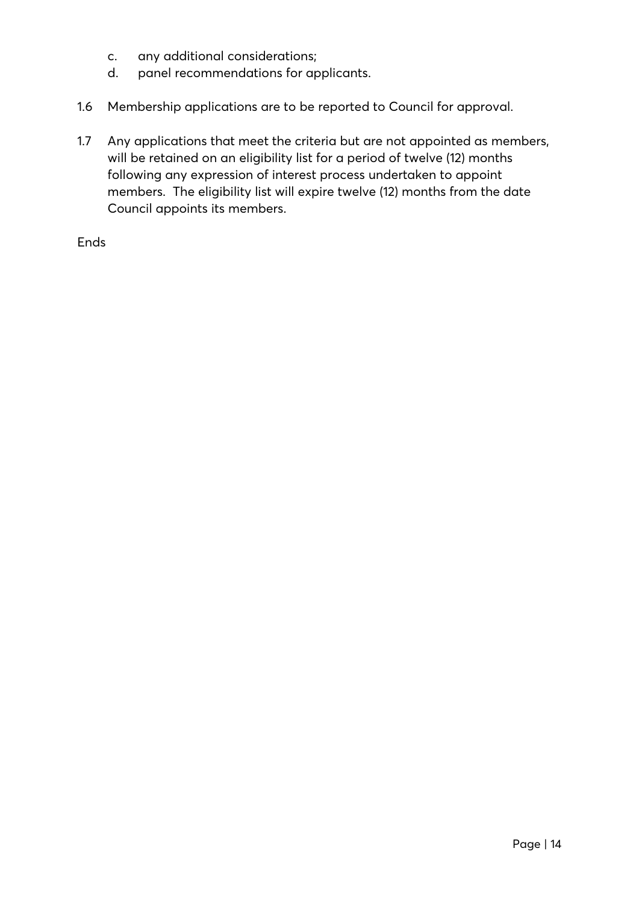c. any additional considerations;
d. panel recommendations for applicants.

1.6 Membership applications are to be reported to Council for approval.

1.7 Any applications that meet the criteria but are not appointed as members, will be retained on an eligibility list for a period of twelve (12) months following any expression of interest process undertaken to appoint members. The eligibility list will expire twelve (12) months from the date Council appoints its members.

Ends